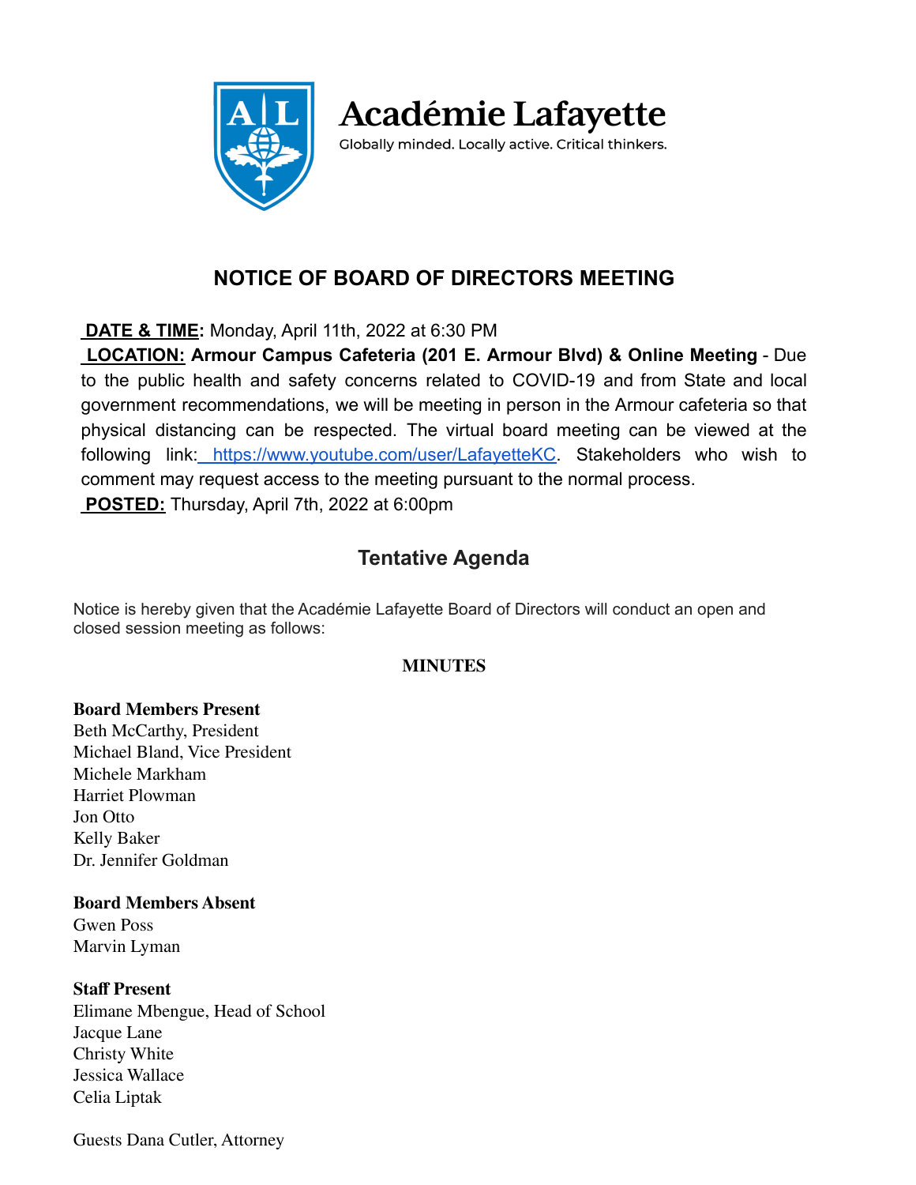# Académie Lafayette

Globally minded. Locally active. Critical thinkers.

## NOTICE OF BOARD OF DIRECTORS MEETING

**DATE & TIME:** Monday, April 11th, 2022 at 6:30 PM

**LOCATION:** **Armour Campus Cafeteria (201 E. Armour Blvd) & Online Meeting** - Due to the public health and safety concerns related to COVID-19 and from State and local government recommendations, we will be meeting in person in the Armour cafeteria so that physical distancing can be respected. The virtual board meeting can be viewed at the following link: https://www.youtube.com/user/LafayetteKC. Stakeholders who wish to comment may request access to the meeting pursuant to the normal process.

**POSTED:** Thursday, April 7th, 2022 at 6:00pm

## Tentative Agenda

Notice is hereby given that the Académie Lafayette Board of Directors will conduct an open and closed session meeting as follows:

### MINUTES

**Board Members Present**
Beth McCarthy, President
Michael Bland, Vice President
Michele Markham
Harriet Plowman
Jon Otto
Kelly Baker
Dr. Jennifer Goldman

**Board Members Absent**
Gwen Poss
Marvin Lyman

**Staff Present**
Elimane Mbengue, Head of School
Jacque Lane
Christy White
Jessica Wallace
Celia Liptak

Guests Dana Cutler, Attorney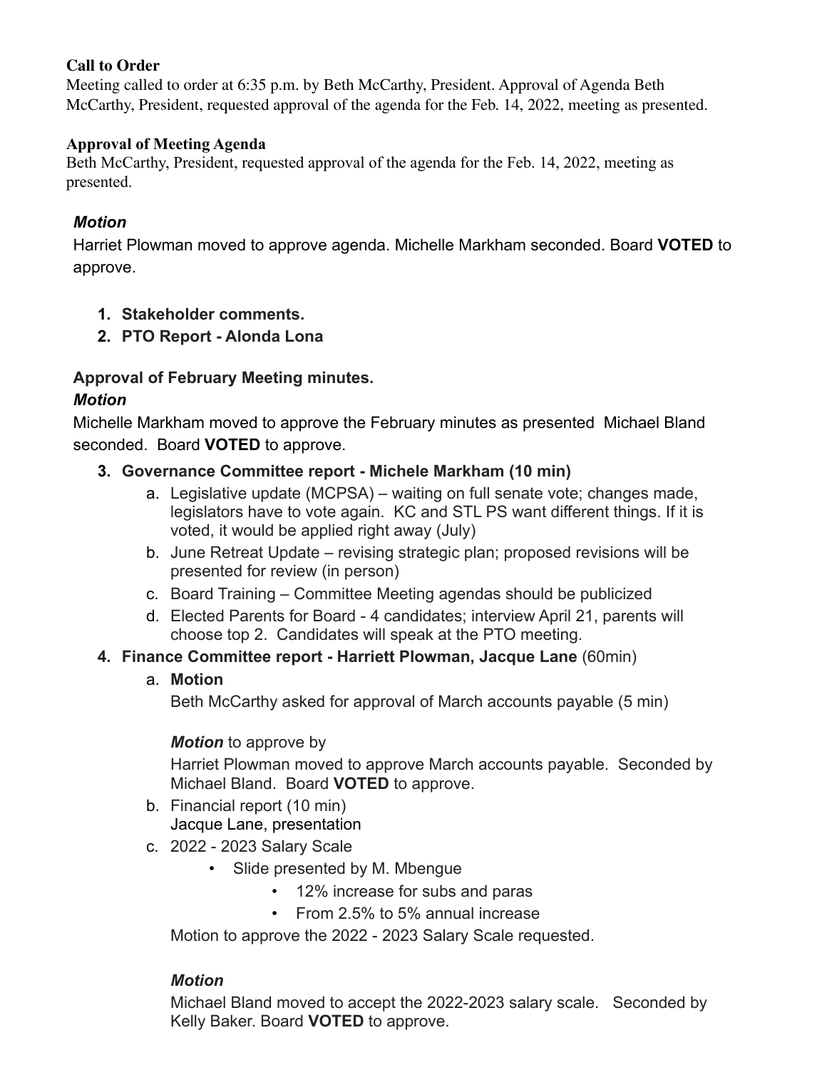**Call to Order**

Meeting called to order at 6:35 p.m. by Beth McCarthy, President. Approval of Agenda Beth McCarthy, President, requested approval of the agenda for the Feb. 14, 2022, meeting as presented.

**Approval of Meeting Agenda**

Beth McCarthy, President, requested approval of the agenda for the Feb. 14, 2022, meeting as presented.

***Motion***

Harriet Plowman moved to approve agenda. Michelle Markham seconded. Board **VOTED** to approve.

1. **Stakeholder comments.**
2. **PTO Report - Alonda Lona**

**Approval of February Meeting minutes.**

***Motion***

Michelle Markham moved to approve the February minutes as presented Michael Bland seconded. Board **VOTED** to approve.

3. **Governance Committee report - Michele Markham (10 min)**
   a. Legislative update (MCPSA) – waiting on full senate vote; changes made, legislators have to vote again. KC and STL PS want different things. If it is voted, it would be applied right away (July)
   b. June Retreat Update – revising strategic plan; proposed revisions will be presented for review (in person)
   c. Board Training – Committee Meeting agendas should be publicized
   d. Elected Parents for Board - 4 candidates; interview April 21, parents will choose top 2. Candidates will speak at the PTO meeting.
4. **Finance Committee report - Harriett Plowman, Jacque Lane** (60min)
   a. **Motion**
      Beth McCarthy asked for approval of March accounts payable (5 min)

      ***Motion*** to approve by
      Harriet Plowman moved to approve March accounts payable. Seconded by Michael Bland. Board **VOTED** to approve.
   b. Financial report (10 min)
      Jacque Lane, presentation
   c. 2022 - 2023 Salary Scale
      - Slide presented by M. Mbengue
        - 12% increase for subs and paras
        - From 2.5% to 5% annual increase

      Motion to approve the 2022 - 2023 Salary Scale requested.

      ***Motion***
      Michael Bland moved to accept the 2022-2023 salary scale. Seconded by Kelly Baker. Board **VOTED** to approve.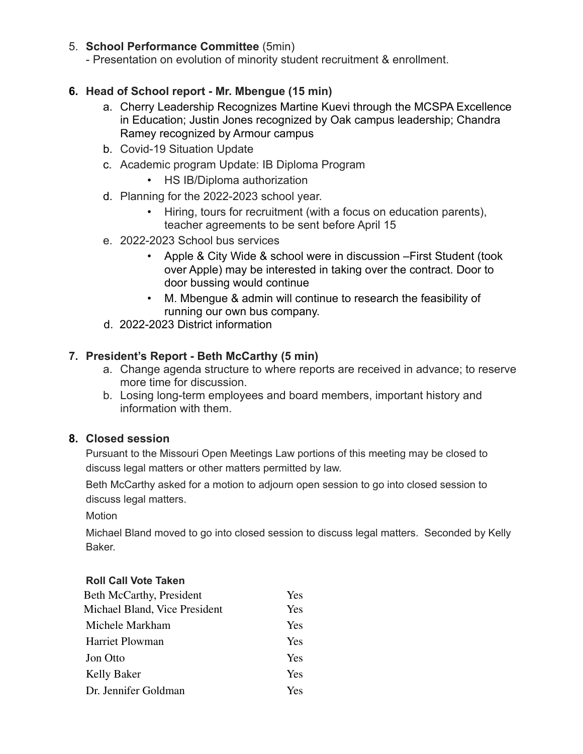5. **School Performance Committee** (5min)
   - Presentation on evolution of minority student recruitment & enrollment.

6. **Head of School report - Mr. Mbengue (15 min)**
   a. Cherry Leadership Recognizes Martine Kuevi through the MCSPA Excellence in Education; Justin Jones recognized by Oak campus leadership; Chandra Ramey recognized by Armour campus
   b. Covid-19 Situation Update
   c. Academic program Update: IB Diploma Program
      - HS IB/Diploma authorization
   d. Planning for the 2022-2023 school year.
      - Hiring, tours for recruitment (with a focus on education parents), teacher agreements to be sent before April 15
   e. 2022-2023 School bus services
      - Apple & City Wide & school were in discussion –First Student (took over Apple) may be interested in taking over the contract. Door to door bussing would continue
      - M. Mbengue & admin will continue to research the feasibility of running our own bus company.
   d. 2022-2023 District information

7. **President's Report - Beth McCarthy (5 min)**
   a. Change agenda structure to where reports are received in advance; to reserve more time for discussion.
   b. Losing long-term employees and board members, important history and information with them.

8. **Closed session**

   Pursuant to the Missouri Open Meetings Law portions of this meeting may be closed to discuss legal matters or other matters permitted by law.

   Beth McCarthy asked for a motion to adjourn open session to go into closed session to discuss legal matters.

   Motion

   Michael Bland moved to go into closed session to discuss legal matters. Seconded by Kelly Baker.

**Roll Call Vote Taken**

| | |
|---|---|
| Beth McCarthy, President | Yes |
| Michael Bland, Vice President | Yes |
| Michele Markham | Yes |
| Harriet Plowman | Yes |
| Jon Otto | Yes |
| Kelly Baker | Yes |
| Dr. Jennifer Goldman | Yes |